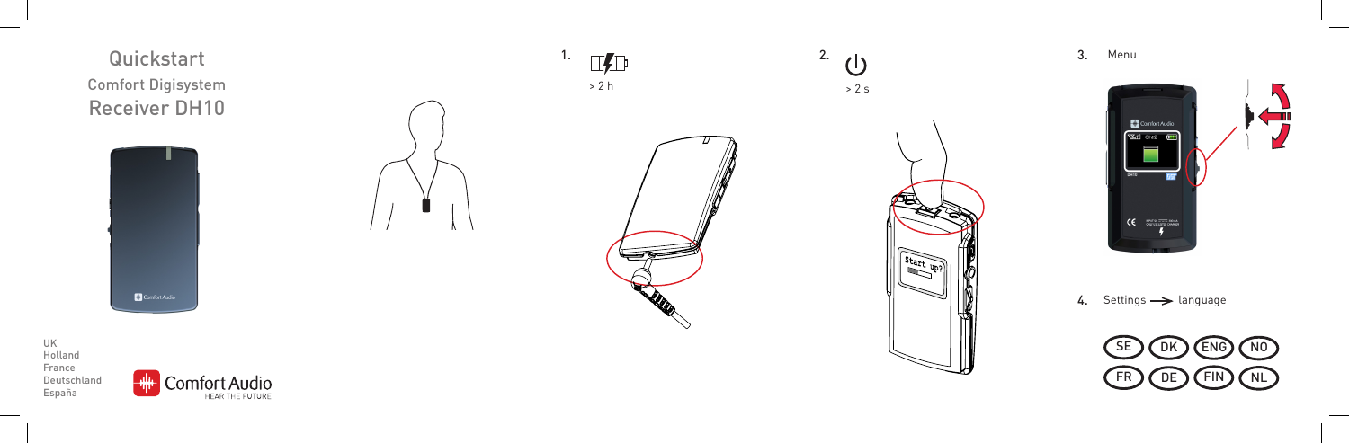# Quickstart

## Comfort Digisystem

## Receiver DH10

UK
Holland
France
Deutschland
España

Comfort Audio
HEAR THE FUTURE

1. > 2 h

2. > 2 s

Start up?

3. Menu

4. Settings → language

SE DK ENG NO
FR DE FIN NL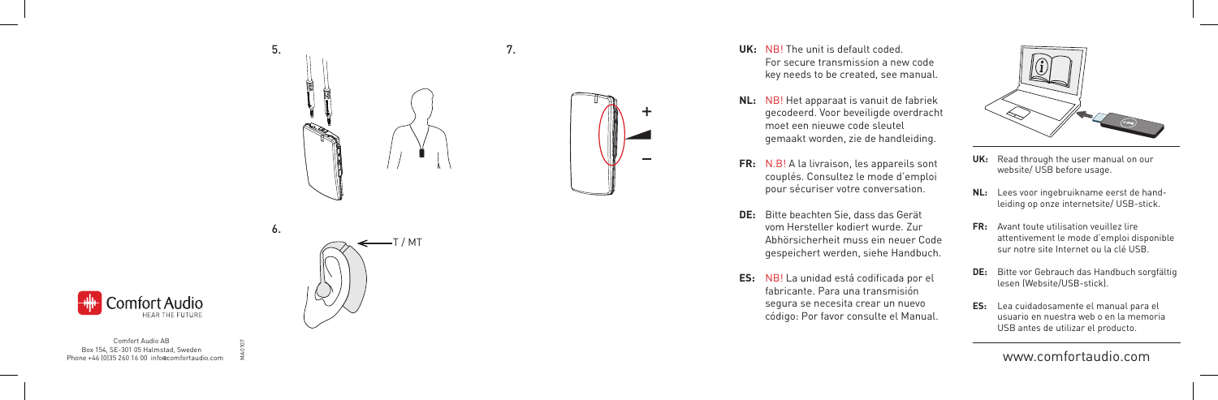5.

6.

T / MT

7.

+

–

Comfort Audio
HEAR THE FUTURE

Comfort Audio AB
Box 154, SE-301 05 Halmstad, Sweden
Phone +46 (0)35 260 16 00 info@comfortaudio.com

MA0107

**UK:** NB! The unit is default coded. For secure transmission a new code key needs to be created, see manual.

**NL:** NB! Het apparaat is vanuit de fabriek gecodeerd. Voor beveiligde overdracht moet een nieuwe code sleutel gemaakt worden, zie de handleiding.

**FR:** N.B! A la livraison, les appareils sont couplés. Consultez le mode d'emploi pour sécuriser votre conversation.

**DE:** Bitte beachten Sie, dass das Gerät vom Hersteller kodiert wurde. Zur Abhörsicherheit muss ein neuer Code gespeichert werden, siehe Handbuch.

**ES:** NB! La unidad está codificada por el fabricante. Para una transmisión segura se necesita crear un nuevo código: Por favor consulte el Manual.

**UK:** Read through the user manual on our website/ USB before usage.

**NL:** Lees voor ingebruikname eerst de handleiding op onze internetsite/ USB-stick.

**FR:** Avant toute utilisation veuillez lire attentivement le mode d'emploi disponible sur notre site Internet ou la clé USB.

**DE:** Bitte vor Gebrauch das Handbuch sorgfältig lesen (Website/USB-stick).

**ES:** Lea cuidadosamente el manual para el usuario en nuestra web o en la memoria USB antes de utilizar el producto.

www.comfortaudio.com